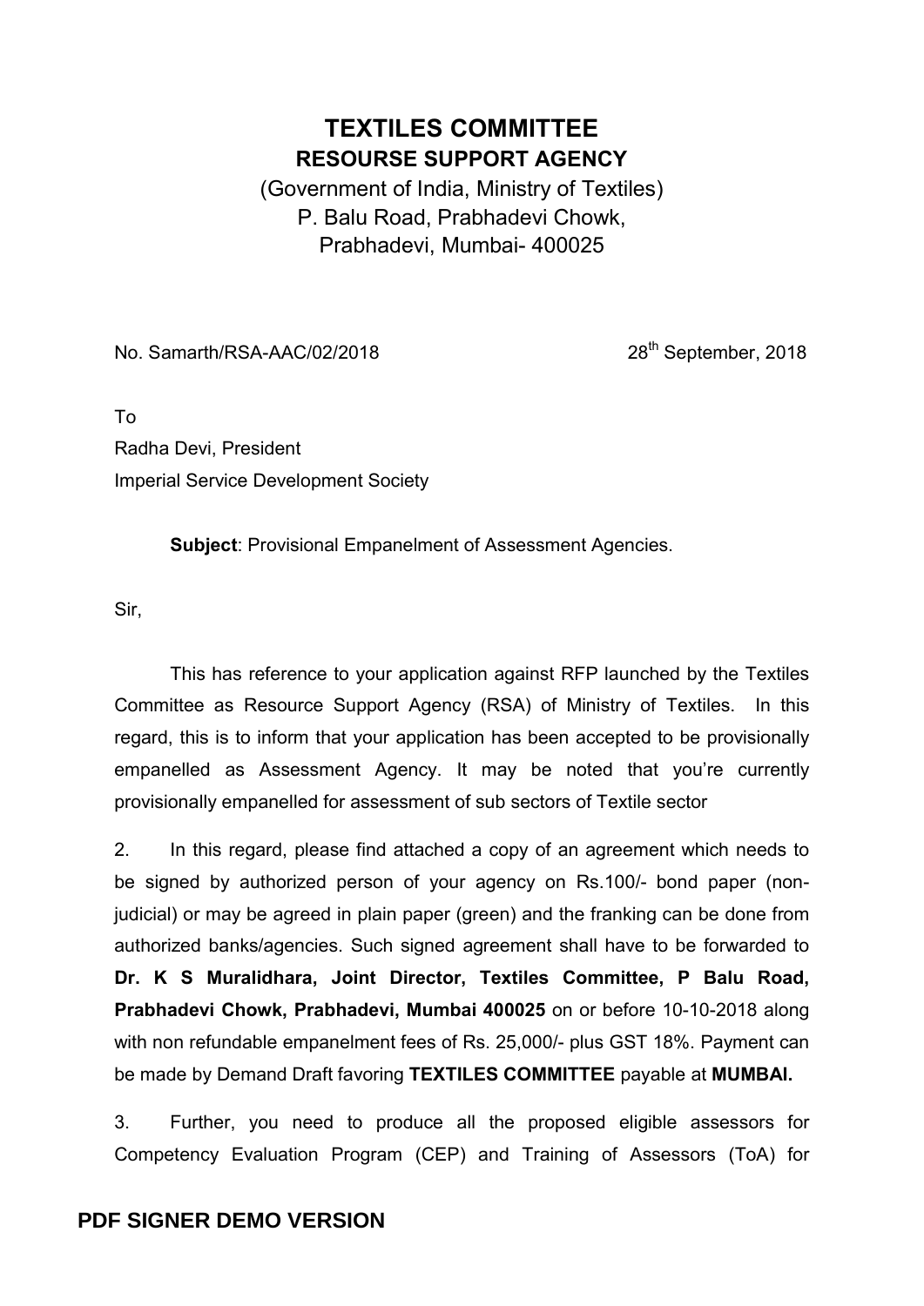# TEXTILES COMMITTEE

## RESOURSE SUPPORT AGENCY

(Government of India, Ministry of Textiles)
P. Balu Road, Prabhadevi Chowk,
Prabhadevi, Mumbai- 400025

No. Samarth/RSA-AAC/02/2018 28th September, 2018

To
Radha Devi, President
Imperial Service Development Society

**Subject**: Provisional Empanelment of Assessment Agencies.

Sir,

This has reference to your application against RFP launched by the Textiles Committee as Resource Support Agency (RSA) of Ministry of Textiles. In this regard, this is to inform that your application has been accepted to be provisionally empanelled as Assessment Agency. It may be noted that you're currently provisionally empanelled for assessment of sub sectors of Textile sector

2. In this regard, please find attached a copy of an agreement which needs to be signed by authorized person of your agency on Rs.100/- bond paper (non-judicial) or may be agreed in plain paper (green) and the franking can be done from authorized banks/agencies. Such signed agreement shall have to be forwarded to **Dr. K S Muralidhara, Joint Director, Textiles Committee, P Balu Road, Prabhadevi Chowk, Prabhadevi, Mumbai 400025** on or before 10-10-2018 along with non refundable empanelment fees of Rs. 25,000/- plus GST 18%. Payment can be made by Demand Draft favoring **TEXTILES COMMITTEE** payable at **MUMBAI.**

3. Further, you need to produce all the proposed eligible assessors for Competency Evaluation Program (CEP) and Training of Assessors (ToA) for

PDF SIGNER DEMO VERSION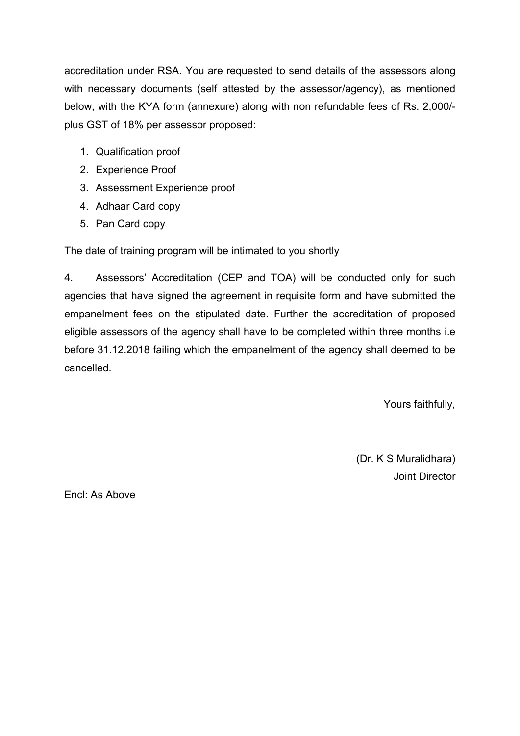accreditation under RSA. You are requested to send details of the assessors along with necessary documents (self attested by the assessor/agency), as mentioned below, with the KYA form (annexure) along with non refundable fees of Rs. 2,000/- plus GST of 18% per assessor proposed:

1. Qualification proof
2. Experience Proof
3. Assessment Experience proof
4. Adhaar Card copy
5. Pan Card copy

The date of training program will be intimated to you shortly

4. Assessors' Accreditation (CEP and TOA) will be conducted only for such agencies that have signed the agreement in requisite form and have submitted the empanelment fees on the stipulated date. Further the accreditation of proposed eligible assessors of the agency shall have to be completed within three months i.e before 31.12.2018 failing which the empanelment of the agency shall deemed to be cancelled.

Yours faithfully,

(Dr. K S Muralidhara)
Joint Director

Encl: As Above